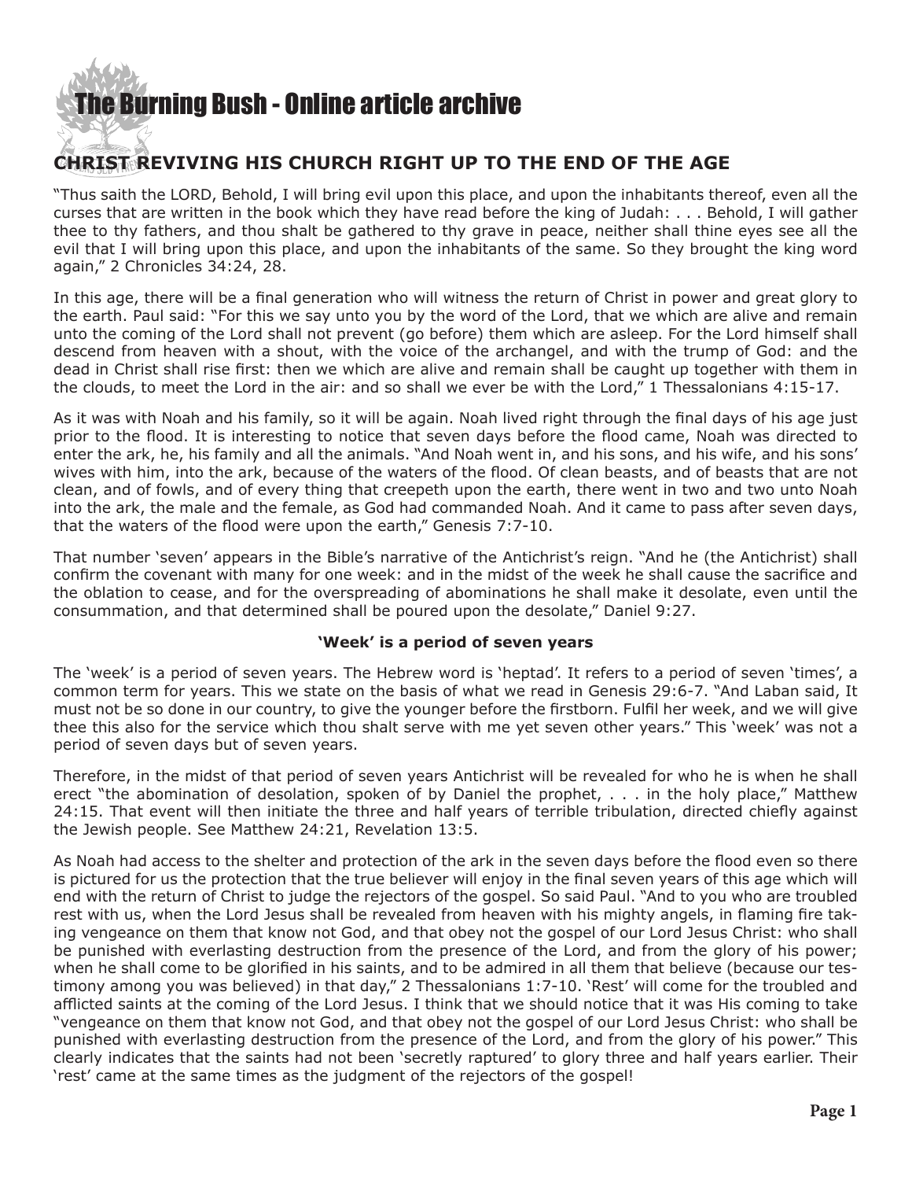# CHRIST REVIVING HIS CHURCH RIGHT UP TO THE END OF THE AGE

"Thus saith the LORD, Behold, I will bring evil upon this place, and upon the inhabitants thereof, even all the curses that are written in the book which they have read before the king of Judah: . . . Behold, I will gather thee to thy fathers, and thou shalt be gathered to thy grave in peace, neither shall thine eyes see all the evil that I will bring upon this place, and upon the inhabitants of the same. So they brought the king word again," 2 Chronicles 34:24, 28.

In this age, there will be a final generation who will witness the return of Christ in power and great glory to the earth. Paul said: "For this we say unto you by the word of the Lord, that we which are alive and remain unto the coming of the Lord shall not prevent (go before) them which are asleep. For the Lord himself shall descend from heaven with a shout, with the voice of the archangel, and with the trump of God: and the dead in Christ shall rise first: then we which are alive and remain shall be caught up together with them in the clouds, to meet the Lord in the air: and so shall we ever be with the Lord," 1 Thessalonians 4:15-17.

As it was with Noah and his family, so it will be again. Noah lived right through the final days of his age just prior to the flood. It is interesting to notice that seven days before the flood came, Noah was directed to enter the ark, he, his family and all the animals. "And Noah went in, and his sons, and his wife, and his sons' wives with him, into the ark, because of the waters of the flood. Of clean beasts, and of beasts that are not clean, and of fowls, and of every thing that creepeth upon the earth, there went in two and two unto Noah into the ark, the male and the female, as God had commanded Noah. And it came to pass after seven days, that the waters of the flood were upon the earth," Genesis 7:7-10.

That number 'seven' appears in the Bible's narrative of the Antichrist's reign. "And he (the Antichrist) shall confirm the covenant with many for one week: and in the midst of the week he shall cause the sacrifice and the oblation to cease, and for the overspreading of abominations he shall make it desolate, even until the consummation, and that determined shall be poured upon the desolate," Daniel 9:27.

**'Week' is a period of seven years**

The 'week' is a period of seven years. The Hebrew word is 'heptad'. It refers to a period of seven 'times', a common term for years. This we state on the basis of what we read in Genesis 29:6-7. "And Laban said, It must not be so done in our country, to give the younger before the firstborn. Fulfil her week, and we will give thee this also for the service which thou shalt serve with me yet seven other years." This 'week' was not a period of seven days but of seven years.

Therefore, in the midst of that period of seven years Antichrist will be revealed for who he is when he shall erect "the abomination of desolation, spoken of by Daniel the prophet, . . . in the holy place," Matthew 24:15. That event will then initiate the three and half years of terrible tribulation, directed chiefly against the Jewish people. See Matthew 24:21, Revelation 13:5.

As Noah had access to the shelter and protection of the ark in the seven days before the flood even so there is pictured for us the protection that the true believer will enjoy in the final seven years of this age which will end with the return of Christ to judge the rejectors of the gospel. So said Paul. "And to you who are troubled rest with us, when the Lord Jesus shall be revealed from heaven with his mighty angels, in flaming fire taking vengeance on them that know not God, and that obey not the gospel of our Lord Jesus Christ: who shall be punished with everlasting destruction from the presence of the Lord, and from the glory of his power; when he shall come to be glorified in his saints, and to be admired in all them that believe (because our testimony among you was believed) in that day," 2 Thessalonians 1:7-10. 'Rest' will come for the troubled and afflicted saints at the coming of the Lord Jesus. I think that we should notice that it was His coming to take "vengeance on them that know not God, and that obey not the gospel of our Lord Jesus Christ: who shall be punished with everlasting destruction from the presence of the Lord, and from the glory of his power." This clearly indicates that the saints had not been 'secretly raptured' to glory three and half years earlier. Their 'rest' came at the same times as the judgment of the rejectors of the gospel!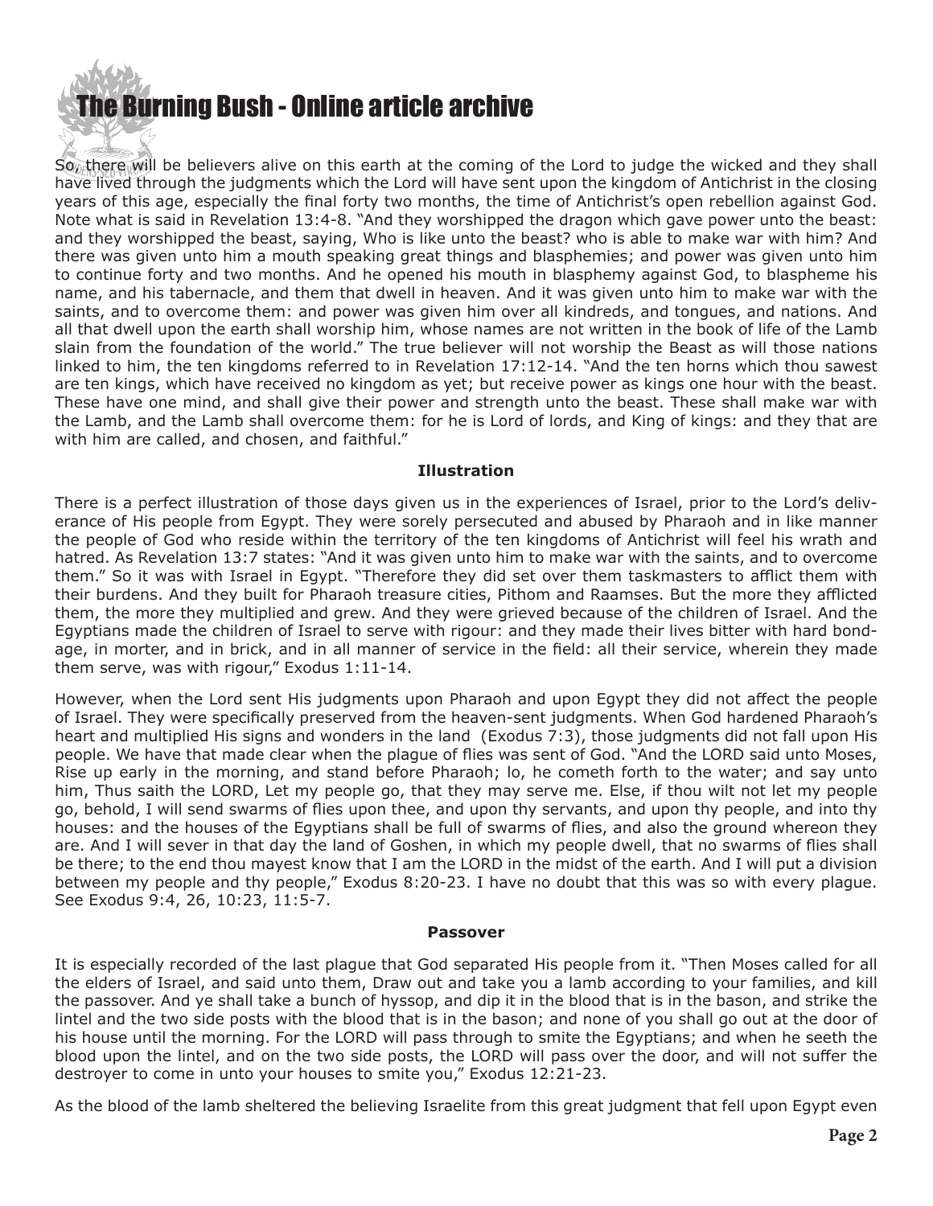So, there will be believers alive on this earth at the coming of the Lord to judge the wicked and they shall have lived through the judgments which the Lord will have sent upon the kingdom of Antichrist in the closing years of this age, especially the final forty two months, the time of Antichrist's open rebellion against God. Note what is said in Revelation 13:4-8. "And they worshipped the dragon which gave power unto the beast: and they worshipped the beast, saying, Who is like unto the beast? who is able to make war with him? And there was given unto him a mouth speaking great things and blasphemies; and power was given unto him to continue forty and two months. And he opened his mouth in blasphemy against God, to blaspheme his name, and his tabernacle, and them that dwell in heaven. And it was given unto him to make war with the saints, and to overcome them: and power was given him over all kindreds, and tongues, and nations. And all that dwell upon the earth shall worship him, whose names are not written in the book of life of the Lamb slain from the foundation of the world." The true believer will not worship the Beast as will those nations linked to him, the ten kingdoms referred to in Revelation 17:12-14. "And the ten horns which thou sawest are ten kings, which have received no kingdom as yet; but receive power as kings one hour with the beast. These have one mind, and shall give their power and strength unto the beast. These shall make war with the Lamb, and the Lamb shall overcome them: for he is Lord of lords, and King of kings: and they that are with him are called, and chosen, and faithful."

**Illustration**

There is a perfect illustration of those days given us in the experiences of Israel, prior to the Lord's deliverance of His people from Egypt. They were sorely persecuted and abused by Pharaoh and in like manner the people of God who reside within the territory of the ten kingdoms of Antichrist will feel his wrath and hatred. As Revelation 13:7 states: "And it was given unto him to make war with the saints, and to overcome them." So it was with Israel in Egypt. "Therefore they did set over them taskmasters to afflict them with their burdens. And they built for Pharaoh treasure cities, Pithom and Raamses. But the more they afflicted them, the more they multiplied and grew. And they were grieved because of the children of Israel. And the Egyptians made the children of Israel to serve with rigour: and they made their lives bitter with hard bondage, in morter, and in brick, and in all manner of service in the field: all their service, wherein they made them serve, was with rigour," Exodus 1:11-14.

However, when the Lord sent His judgments upon Pharaoh and upon Egypt they did not affect the people of Israel. They were specifically preserved from the heaven-sent judgments. When God hardened Pharaoh's heart and multiplied His signs and wonders in the land (Exodus 7:3), those judgments did not fall upon His people. We have that made clear when the plague of flies was sent of God. "And the LORD said unto Moses, Rise up early in the morning, and stand before Pharaoh; lo, he cometh forth to the water; and say unto him, Thus saith the LORD, Let my people go, that they may serve me. Else, if thou wilt not let my people go, behold, I will send swarms of flies upon thee, and upon thy servants, and upon thy people, and into thy houses: and the houses of the Egyptians shall be full of swarms of flies, and also the ground whereon they are. And I will sever in that day the land of Goshen, in which my people dwell, that no swarms of flies shall be there; to the end thou mayest know that I am the LORD in the midst of the earth. And I will put a division between my people and thy people," Exodus 8:20-23. I have no doubt that this was so with every plague. See Exodus 9:4, 26, 10:23, 11:5-7.

**Passover**

It is especially recorded of the last plague that God separated His people from it. "Then Moses called for all the elders of Israel, and said unto them, Draw out and take you a lamb according to your families, and kill the passover. And ye shall take a bunch of hyssop, and dip it in the blood that is in the bason, and strike the lintel and the two side posts with the blood that is in the bason; and none of you shall go out at the door of his house until the morning. For the LORD will pass through to smite the Egyptians; and when he seeth the blood upon the lintel, and on the two side posts, the LORD will pass over the door, and will not suffer the destroyer to come in unto your houses to smite you," Exodus 12:21-23.

As the blood of the lamb sheltered the believing Israelite from this great judgment that fell upon Egypt even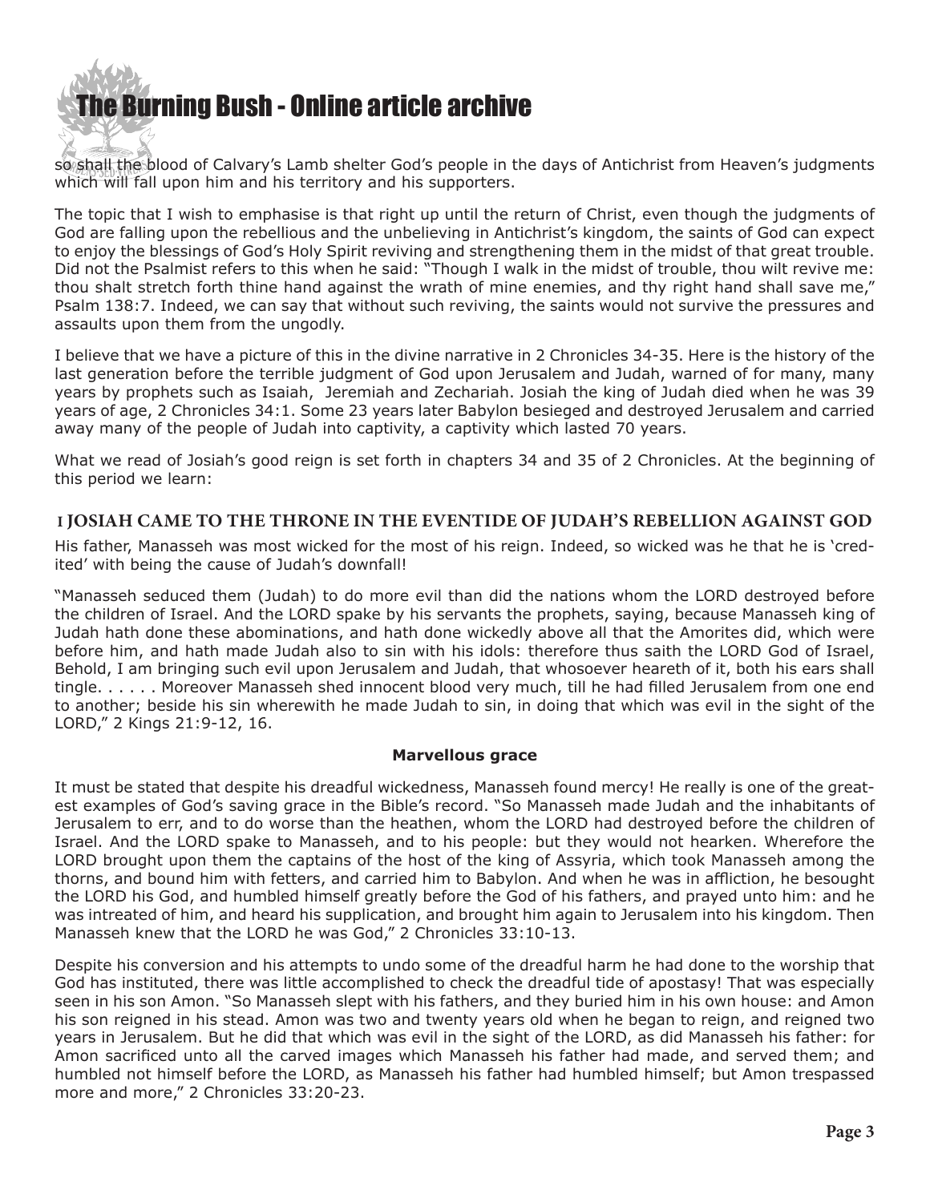so shall the blood of Calvary's Lamb shelter God's people in the days of Antichrist from Heaven's judgments which will fall upon him and his territory and his supporters.

The topic that I wish to emphasise is that right up until the return of Christ, even though the judgments of God are falling upon the rebellious and the unbelieving in Antichrist's kingdom, the saints of God can expect to enjoy the blessings of God's Holy Spirit reviving and strengthening them in the midst of that great trouble. Did not the Psalmist refers to this when he said: "Though I walk in the midst of trouble, thou wilt revive me: thou shalt stretch forth thine hand against the wrath of mine enemies, and thy right hand shall save me," Psalm 138:7. Indeed, we can say that without such reviving, the saints would not survive the pressures and assaults upon them from the ungodly.

I believe that we have a picture of this in the divine narrative in 2 Chronicles 34-35. Here is the history of the last generation before the terrible judgment of God upon Jerusalem and Judah, warned of for many, many years by prophets such as Isaiah, Jeremiah and Zechariah. Josiah the king of Judah died when he was 39 years of age, 2 Chronicles 34:1. Some 23 years later Babylon besieged and destroyed Jerusalem and carried away many of the people of Judah into captivity, a captivity which lasted 70 years.

What we read of Josiah's good reign is set forth in chapters 34 and 35 of 2 Chronicles. At the beginning of this period we learn:

## I JOSIAH CAME TO THE THRONE IN THE EVENTIDE OF JUDAH'S REBELLION AGAINST GOD

His father, Manasseh was most wicked for the most of his reign. Indeed, so wicked was he that he is 'credited' with being the cause of Judah's downfall!

"Manasseh seduced them (Judah) to do more evil than did the nations whom the LORD destroyed before the children of Israel. And the LORD spake by his servants the prophets, saying, because Manasseh king of Judah hath done these abominations, and hath done wickedly above all that the Amorites did, which were before him, and hath made Judah also to sin with his idols: therefore thus saith the LORD God of Israel, Behold, I am bringing such evil upon Jerusalem and Judah, that whosoever heareth of it, both his ears shall tingle. . . . . . Moreover Manasseh shed innocent blood very much, till he had filled Jerusalem from one end to another; beside his sin wherewith he made Judah to sin, in doing that which was evil in the sight of the LORD," 2 Kings 21:9-12, 16.

### Marvellous grace

It must be stated that despite his dreadful wickedness, Manasseh found mercy! He really is one of the greatest examples of God's saving grace in the Bible's record. "So Manasseh made Judah and the inhabitants of Jerusalem to err, and to do worse than the heathen, whom the LORD had destroyed before the children of Israel. And the LORD spake to Manasseh, and to his people: but they would not hearken. Wherefore the LORD brought upon them the captains of the host of the king of Assyria, which took Manasseh among the thorns, and bound him with fetters, and carried him to Babylon. And when he was in affliction, he besought the LORD his God, and humbled himself greatly before the God of his fathers, and prayed unto him: and he was intreated of him, and heard his supplication, and brought him again to Jerusalem into his kingdom. Then Manasseh knew that the LORD he was God," 2 Chronicles 33:10-13.

Despite his conversion and his attempts to undo some of the dreadful harm he had done to the worship that God has instituted, there was little accomplished to check the dreadful tide of apostasy! That was especially seen in his son Amon. "So Manasseh slept with his fathers, and they buried him in his own house: and Amon his son reigned in his stead. Amon was two and twenty years old when he began to reign, and reigned two years in Jerusalem. But he did that which was evil in the sight of the LORD, as did Manasseh his father: for Amon sacrificed unto all the carved images which Manasseh his father had made, and served them; and humbled not himself before the LORD, as Manasseh his father had humbled himself; but Amon trespassed more and more," 2 Chronicles 33:20-23.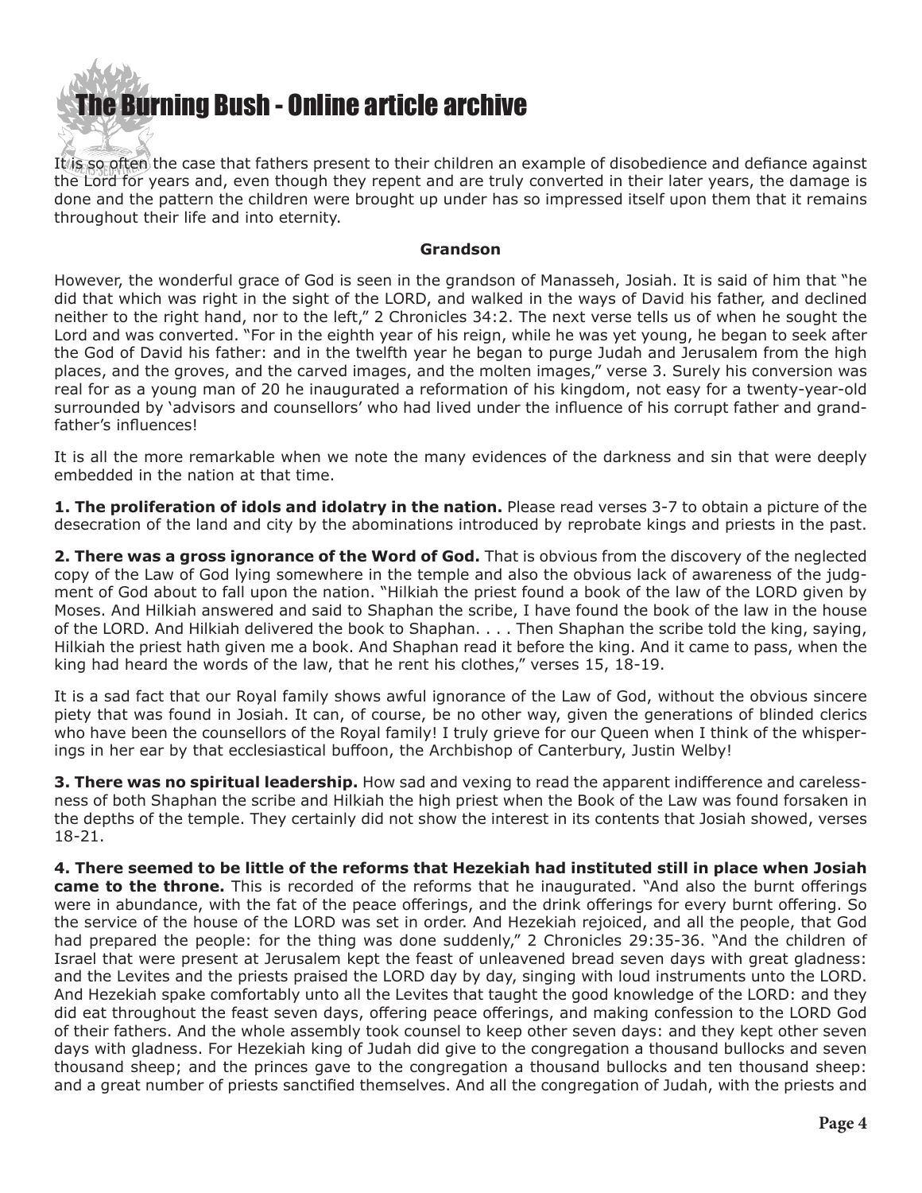It is so often the case that fathers present to their children an example of disobedience and defiance against the Lord for years and, even though they repent and are truly converted in their later years, the damage is done and the pattern the children were brought up under has so impressed itself upon them that it remains throughout their life and into eternity.

### Grandson

However, the wonderful grace of God is seen in the grandson of Manasseh, Josiah. It is said of him that "he did that which was right in the sight of the LORD, and walked in the ways of David his father, and declined neither to the right hand, nor to the left," 2 Chronicles 34:2. The next verse tells us of when he sought the Lord and was converted. "For in the eighth year of his reign, while he was yet young, he began to seek after the God of David his father: and in the twelfth year he began to purge Judah and Jerusalem from the high places, and the groves, and the carved images, and the molten images," verse 3. Surely his conversion was real for as a young man of 20 he inaugurated a reformation of his kingdom, not easy for a twenty-year-old surrounded by 'advisors and counsellors' who had lived under the influence of his corrupt father and grandfather's influences!

It is all the more remarkable when we note the many evidences of the darkness and sin that were deeply embedded in the nation at that time.

**1. The proliferation of idols and idolatry in the nation.** Please read verses 3-7 to obtain a picture of the desecration of the land and city by the abominations introduced by reprobate kings and priests in the past.

**2. There was a gross ignorance of the Word of God.** That is obvious from the discovery of the neglected copy of the Law of God lying somewhere in the temple and also the obvious lack of awareness of the judgment of God about to fall upon the nation. "Hilkiah the priest found a book of the law of the LORD given by Moses. And Hilkiah answered and said to Shaphan the scribe, I have found the book of the law in the house of the LORD. And Hilkiah delivered the book to Shaphan. . . . Then Shaphan the scribe told the king, saying, Hilkiah the priest hath given me a book. And Shaphan read it before the king. And it came to pass, when the king had heard the words of the law, that he rent his clothes," verses 15, 18-19.

It is a sad fact that our Royal family shows awful ignorance of the Law of God, without the obvious sincere piety that was found in Josiah. It can, of course, be no other way, given the generations of blinded clerics who have been the counsellors of the Royal family! I truly grieve for our Queen when I think of the whisperings in her ear by that ecclesiastical buffoon, the Archbishop of Canterbury, Justin Welby!

**3. There was no spiritual leadership.** How sad and vexing to read the apparent indifference and carelessness of both Shaphan the scribe and Hilkiah the high priest when the Book of the Law was found forsaken in the depths of the temple. They certainly did not show the interest in its contents that Josiah showed, verses 18-21.

**4. There seemed to be little of the reforms that Hezekiah had instituted still in place when Josiah came to the throne.** This is recorded of the reforms that he inaugurated. "And also the burnt offerings were in abundance, with the fat of the peace offerings, and the drink offerings for every burnt offering. So the service of the house of the LORD was set in order. And Hezekiah rejoiced, and all the people, that God had prepared the people: for the thing was done suddenly," 2 Chronicles 29:35-36. "And the children of Israel that were present at Jerusalem kept the feast of unleavened bread seven days with great gladness: and the Levites and the priests praised the LORD day by day, singing with loud instruments unto the LORD. And Hezekiah spake comfortably unto all the Levites that taught the good knowledge of the LORD: and they did eat throughout the feast seven days, offering peace offerings, and making confession to the LORD God of their fathers. And the whole assembly took counsel to keep other seven days: and they kept other seven days with gladness. For Hezekiah king of Judah did give to the congregation a thousand bullocks and seven thousand sheep; and the princes gave to the congregation a thousand bullocks and ten thousand sheep: and a great number of priests sanctified themselves. And all the congregation of Judah, with the priests and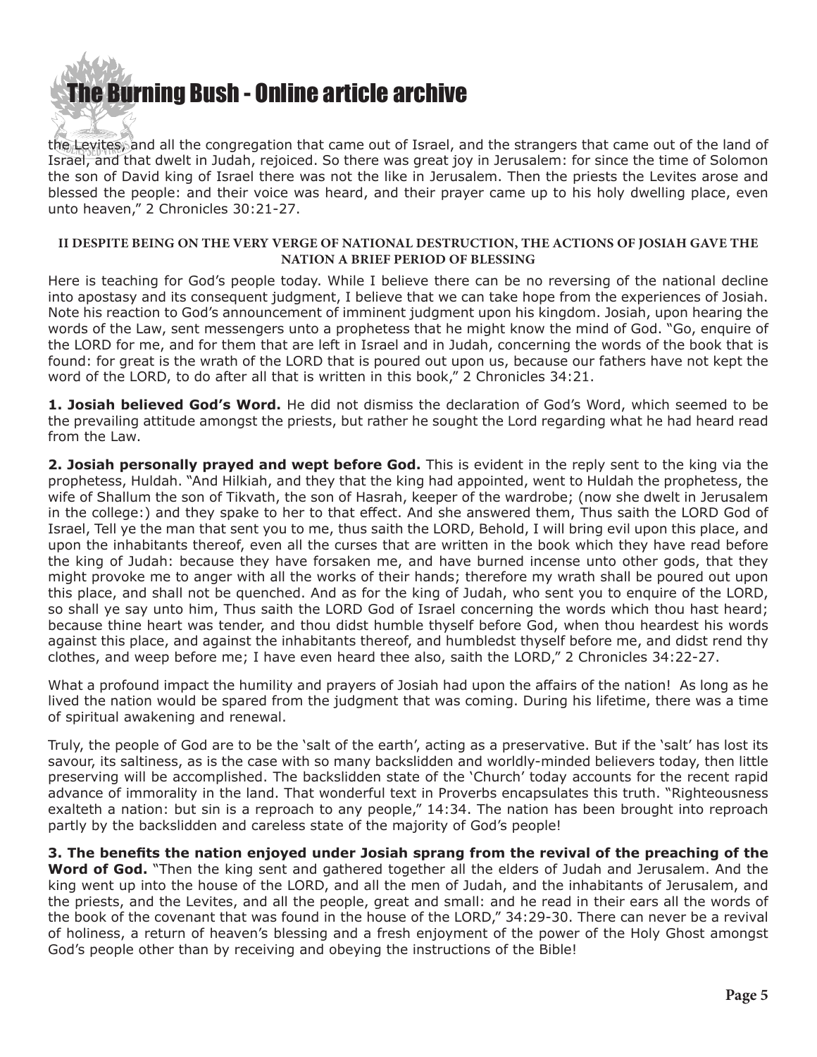the Levites, and all the congregation that came out of Israel, and the strangers that came out of the land of Israel, and that dwelt in Judah, rejoiced. So there was great joy in Jerusalem: for since the time of Solomon the son of David king of Israel there was not the like in Jerusalem. Then the priests the Levites arose and blessed the people: and their voice was heard, and their prayer came up to his holy dwelling place, even unto heaven," 2 Chronicles 30:21-27.

#### II DESPITE BEING ON THE VERY VERGE OF NATIONAL DESTRUCTION, THE ACTIONS OF JOSIAH GAVE THE NATION A BRIEF PERIOD OF BLESSING

Here is teaching for God's people today. While I believe there can be no reversing of the national decline into apostasy and its consequent judgment, I believe that we can take hope from the experiences of Josiah. Note his reaction to God's announcement of imminent judgment upon his kingdom. Josiah, upon hearing the words of the Law, sent messengers unto a prophetess that he might know the mind of God. "Go, enquire of the LORD for me, and for them that are left in Israel and in Judah, concerning the words of the book that is found: for great is the wrath of the LORD that is poured out upon us, because our fathers have not kept the word of the LORD, to do after all that is written in this book," 2 Chronicles 34:21.

**1. Josiah believed God's Word.** He did not dismiss the declaration of God's Word, which seemed to be the prevailing attitude amongst the priests, but rather he sought the Lord regarding what he had heard read from the Law.

**2. Josiah personally prayed and wept before God.** This is evident in the reply sent to the king via the prophetess, Huldah. "And Hilkiah, and they that the king had appointed, went to Huldah the prophetess, the wife of Shallum the son of Tikvath, the son of Hasrah, keeper of the wardrobe; (now she dwelt in Jerusalem in the college:) and they spake to her to that effect. And she answered them, Thus saith the LORD God of Israel, Tell ye the man that sent you to me, thus saith the LORD, Behold, I will bring evil upon this place, and upon the inhabitants thereof, even all the curses that are written in the book which they have read before the king of Judah: because they have forsaken me, and have burned incense unto other gods, that they might provoke me to anger with all the works of their hands; therefore my wrath shall be poured out upon this place, and shall not be quenched. And as for the king of Judah, who sent you to enquire of the LORD, so shall ye say unto him, Thus saith the LORD God of Israel concerning the words which thou hast heard; because thine heart was tender, and thou didst humble thyself before God, when thou heardest his words against this place, and against the inhabitants thereof, and humbledst thyself before me, and didst rend thy clothes, and weep before me; I have even heard thee also, saith the LORD," 2 Chronicles 34:22-27.

What a profound impact the humility and prayers of Josiah had upon the affairs of the nation! As long as he lived the nation would be spared from the judgment that was coming. During his lifetime, there was a time of spiritual awakening and renewal.

Truly, the people of God are to be the 'salt of the earth', acting as a preservative. But if the 'salt' has lost its savour, its saltiness, as is the case with so many backslidden and worldly-minded believers today, then little preserving will be accomplished. The backslidden state of the 'Church' today accounts for the recent rapid advance of immorality in the land. That wonderful text in Proverbs encapsulates this truth. "Righteousness exalteth a nation: but sin is a reproach to any people," 14:34. The nation has been brought into reproach partly by the backslidden and careless state of the majority of God's people!

**3. The benefits the nation enjoyed under Josiah sprang from the revival of the preaching of the Word of God.** "Then the king sent and gathered together all the elders of Judah and Jerusalem. And the king went up into the house of the LORD, and all the men of Judah, and the inhabitants of Jerusalem, and the priests, and the Levites, and all the people, great and small: and he read in their ears all the words of the book of the covenant that was found in the house of the LORD," 34:29-30. There can never be a revival of holiness, a return of heaven's blessing and a fresh enjoyment of the power of the Holy Ghost amongst God's people other than by receiving and obeying the instructions of the Bible!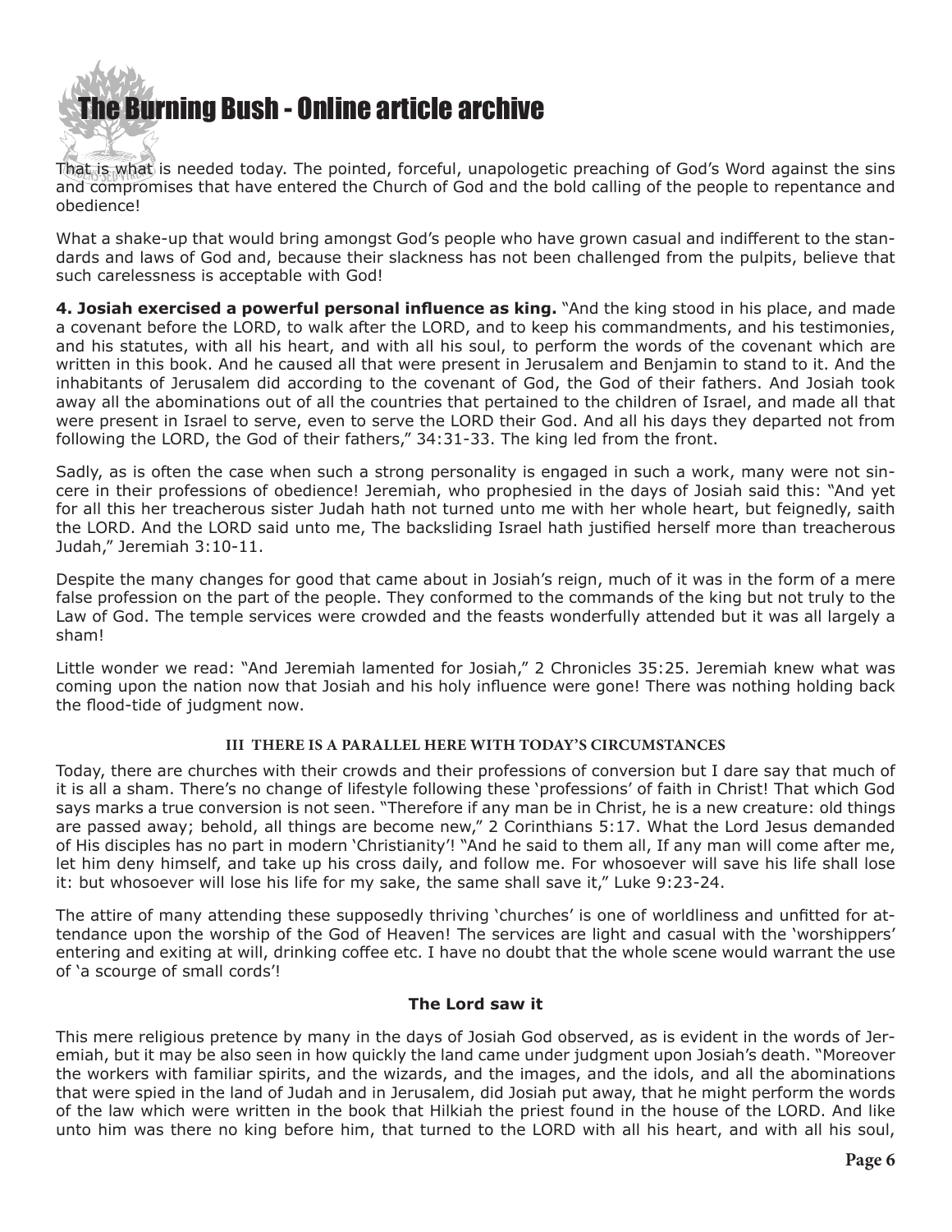That is what is needed today. The pointed, forceful, unapologetic preaching of God's Word against the sins and compromises that have entered the Church of God and the bold calling of the people to repentance and obedience!

What a shake-up that would bring amongst God's people who have grown casual and indifferent to the standards and laws of God and, because their slackness has not been challenged from the pulpits, believe that such carelessness is acceptable with God!

**4. Josiah exercised a powerful personal influence as king.** "And the king stood in his place, and made a covenant before the LORD, to walk after the LORD, and to keep his commandments, and his testimonies, and his statutes, with all his heart, and with all his soul, to perform the words of the covenant which are written in this book. And he caused all that were present in Jerusalem and Benjamin to stand to it. And the inhabitants of Jerusalem did according to the covenant of God, the God of their fathers. And Josiah took away all the abominations out of all the countries that pertained to the children of Israel, and made all that were present in Israel to serve, even to serve the LORD their God. And all his days they departed not from following the LORD, the God of their fathers," 34:31-33. The king led from the front.

Sadly, as is often the case when such a strong personality is engaged in such a work, many were not sincere in their professions of obedience! Jeremiah, who prophesied in the days of Josiah said this: "And yet for all this her treacherous sister Judah hath not turned unto me with her whole heart, but feignedly, saith the LORD. And the LORD said unto me, The backsliding Israel hath justified herself more than treacherous Judah," Jeremiah 3:10-11.

Despite the many changes for good that came about in Josiah's reign, much of it was in the form of a mere false profession on the part of the people. They conformed to the commands of the king but not truly to the Law of God. The temple services were crowded and the feasts wonderfully attended but it was all largely a sham!

Little wonder we read: "And Jeremiah lamented for Josiah," 2 Chronicles 35:25. Jeremiah knew what was coming upon the nation now that Josiah and his holy influence were gone! There was nothing holding back the flood-tide of judgment now.

### III THERE IS A PARALLEL HERE WITH TODAY'S CIRCUMSTANCES

Today, there are churches with their crowds and their professions of conversion but I dare say that much of it is all a sham. There's no change of lifestyle following these 'professions' of faith in Christ! That which God says marks a true conversion is not seen. "Therefore if any man be in Christ, he is a new creature: old things are passed away; behold, all things are become new," 2 Corinthians 5:17. What the Lord Jesus demanded of His disciples has no part in modern 'Christianity'! "And he said to them all, If any man will come after me, let him deny himself, and take up his cross daily, and follow me. For whosoever will save his life shall lose it: but whosoever will lose his life for my sake, the same shall save it," Luke 9:23-24.

The attire of many attending these supposedly thriving 'churches' is one of worldliness and unfitted for attendance upon the worship of the God of Heaven! The services are light and casual with the 'worshippers' entering and exiting at will, drinking coffee etc. I have no doubt that the whole scene would warrant the use of 'a scourge of small cords'!

### The Lord saw it

This mere religious pretence by many in the days of Josiah God observed, as is evident in the words of Jeremiah, but it may be also seen in how quickly the land came under judgment upon Josiah's death. "Moreover the workers with familiar spirits, and the wizards, and the images, and the idols, and all the abominations that were spied in the land of Judah and in Jerusalem, did Josiah put away, that he might perform the words of the law which were written in the book that Hilkiah the priest found in the house of the LORD. And like unto him was there no king before him, that turned to the LORD with all his heart, and with all his soul,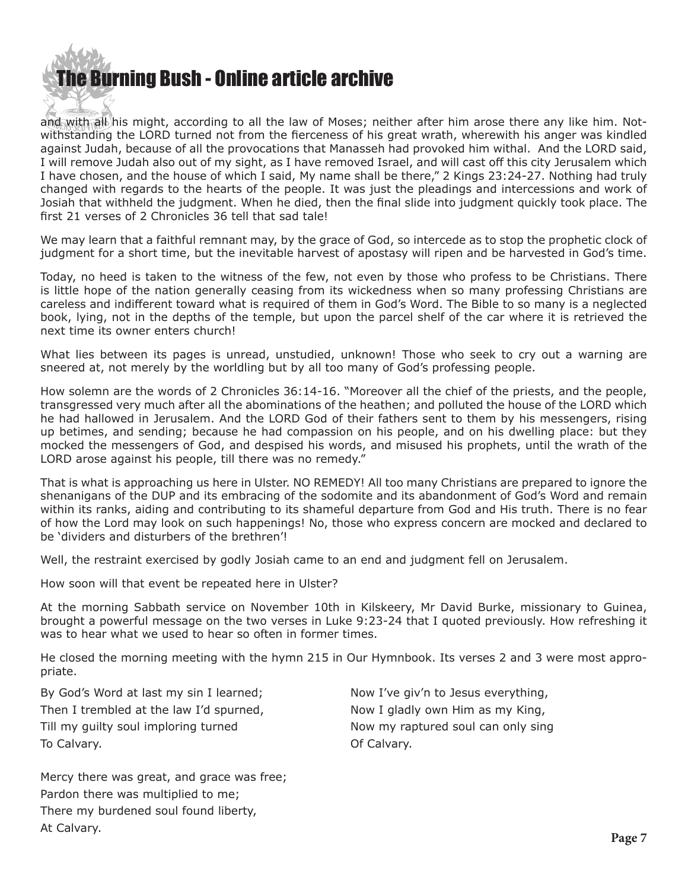and with all his might, according to all the law of Moses; neither after him arose there any like him. Notwithstanding the LORD turned not from the fierceness of his great wrath, wherewith his anger was kindled against Judah, because of all the provocations that Manasseh had provoked him withal. And the LORD said, I will remove Judah also out of my sight, as I have removed Israel, and will cast off this city Jerusalem which I have chosen, and the house of which I said, My name shall be there," 2 Kings 23:24-27. Nothing had truly changed with regards to the hearts of the people. It was just the pleadings and intercessions and work of Josiah that withheld the judgment. When he died, then the final slide into judgment quickly took place. The first 21 verses of 2 Chronicles 36 tell that sad tale!

We may learn that a faithful remnant may, by the grace of God, so intercede as to stop the prophetic clock of judgment for a short time, but the inevitable harvest of apostasy will ripen and be harvested in God's time.

Today, no heed is taken to the witness of the few, not even by those who profess to be Christians. There is little hope of the nation generally ceasing from its wickedness when so many professing Christians are careless and indifferent toward what is required of them in God's Word. The Bible to so many is a neglected book, lying, not in the depths of the temple, but upon the parcel shelf of the car where it is retrieved the next time its owner enters church!

What lies between its pages is unread, unstudied, unknown! Those who seek to cry out a warning are sneered at, not merely by the worldling but by all too many of God's professing people.

How solemn are the words of 2 Chronicles 36:14-16. "Moreover all the chief of the priests, and the people, transgressed very much after all the abominations of the heathen; and polluted the house of the LORD which he had hallowed in Jerusalem. And the LORD God of their fathers sent to them by his messengers, rising up betimes, and sending; because he had compassion on his people, and on his dwelling place: but they mocked the messengers of God, and despised his words, and misused his prophets, until the wrath of the LORD arose against his people, till there was no remedy."

That is what is approaching us here in Ulster. NO REMEDY! All too many Christians are prepared to ignore the shenanigans of the DUP and its embracing of the sodomite and its abandonment of God's Word and remain within its ranks, aiding and contributing to its shameful departure from God and His truth. There is no fear of how the Lord may look on such happenings! No, those who express concern are mocked and declared to be 'dividers and disturbers of the brethren'!

Well, the restraint exercised by godly Josiah came to an end and judgment fell on Jerusalem.

How soon will that event be repeated here in Ulster?

At the morning Sabbath service on November 10th in Kilskeery, Mr David Burke, missionary to Guinea, brought a powerful message on the two verses in Luke 9:23-24 that I quoted previously. How refreshing it was to hear what we used to hear so often in former times.

He closed the morning meeting with the hymn 215 in Our Hymnbook. Its verses 2 and 3 were most appropriate.

By God's Word at last my sin I learned;
Then I trembled at the law I'd spurned,
Till my guilty soul imploring turned
To Calvary.

Mercy there was great, and grace was free;
Pardon there was multiplied to me;
There my burdened soul found liberty,
At Calvary.

Now I've giv'n to Jesus everything,
Now I gladly own Him as my King,
Now my raptured soul can only sing
Of Calvary.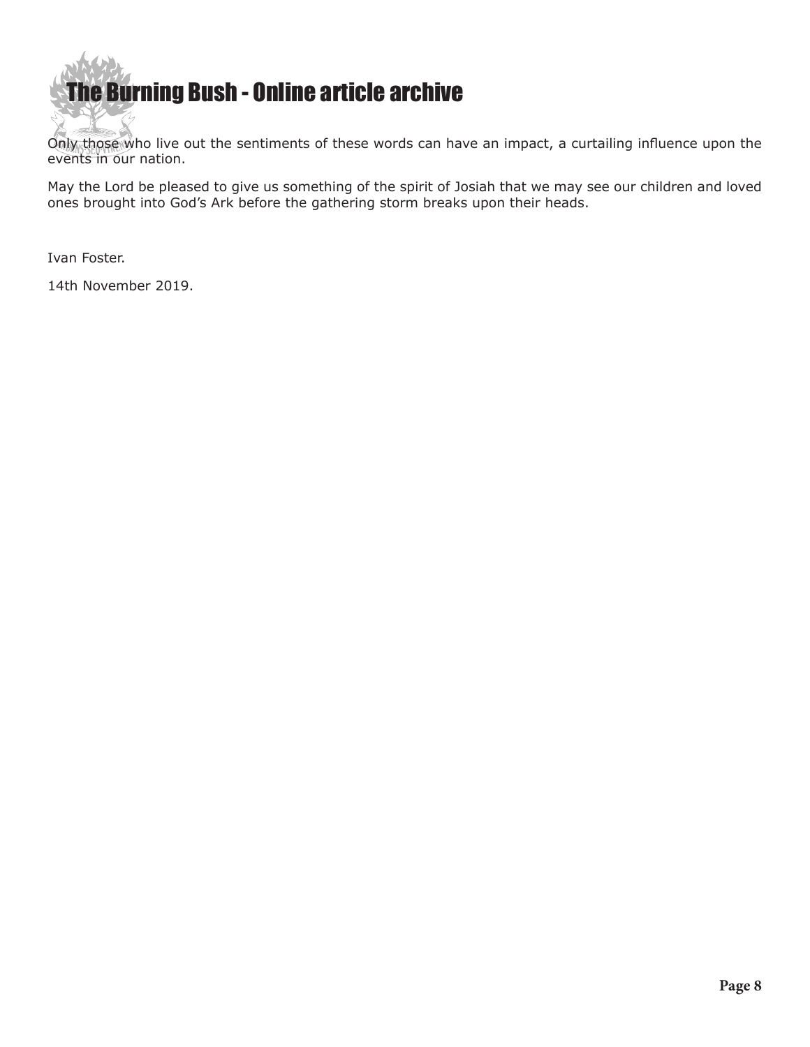Only those who live out the sentiments of these words can have an impact, a curtailing influence upon the events in our nation.

May the Lord be pleased to give us something of the spirit of Josiah that we may see our children and loved ones brought into God's Ark before the gathering storm breaks upon their heads.

Ivan Foster.

14th November 2019.